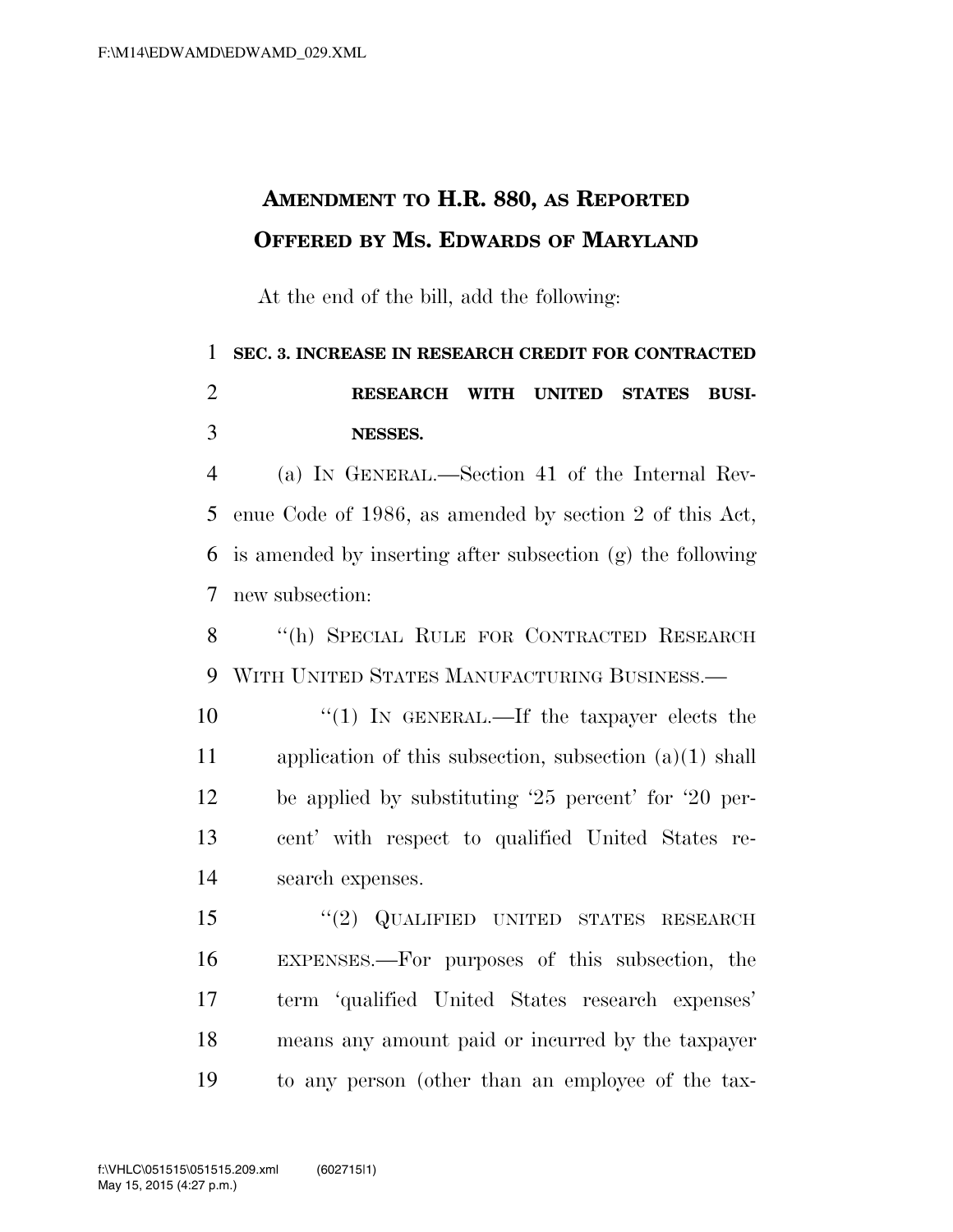# AMENDMENT TO H.R. 880, AS REPORTED OFFERED BY MS. EDWARDS OF MARYLAND

At the end of the bill, add the following:

**SEC. 3. INCREASE IN RESEARCH CREDIT FOR CONTRACTED RESEARCH WITH UNITED STATES BUSINESSES.**

(a) IN GENERAL.—Section 41 of the Internal Revenue Code of 1986, as amended by section 2 of this Act, is amended by inserting after subsection (g) the following new subsection:

"(h) SPECIAL RULE FOR CONTRACTED RESEARCH WITH UNITED STATES MANUFACTURING BUSINESS.—

"(1) IN GENERAL.—If the taxpayer elects the application of this subsection, subsection (a)(1) shall be applied by substituting '25 percent' for '20 percent' with respect to qualified United States research expenses.

"(2) QUALIFIED UNITED STATES RESEARCH EXPENSES.—For purposes of this subsection, the term 'qualified United States research expenses' means any amount paid or incurred by the taxpayer to any person (other than an employee of the tax-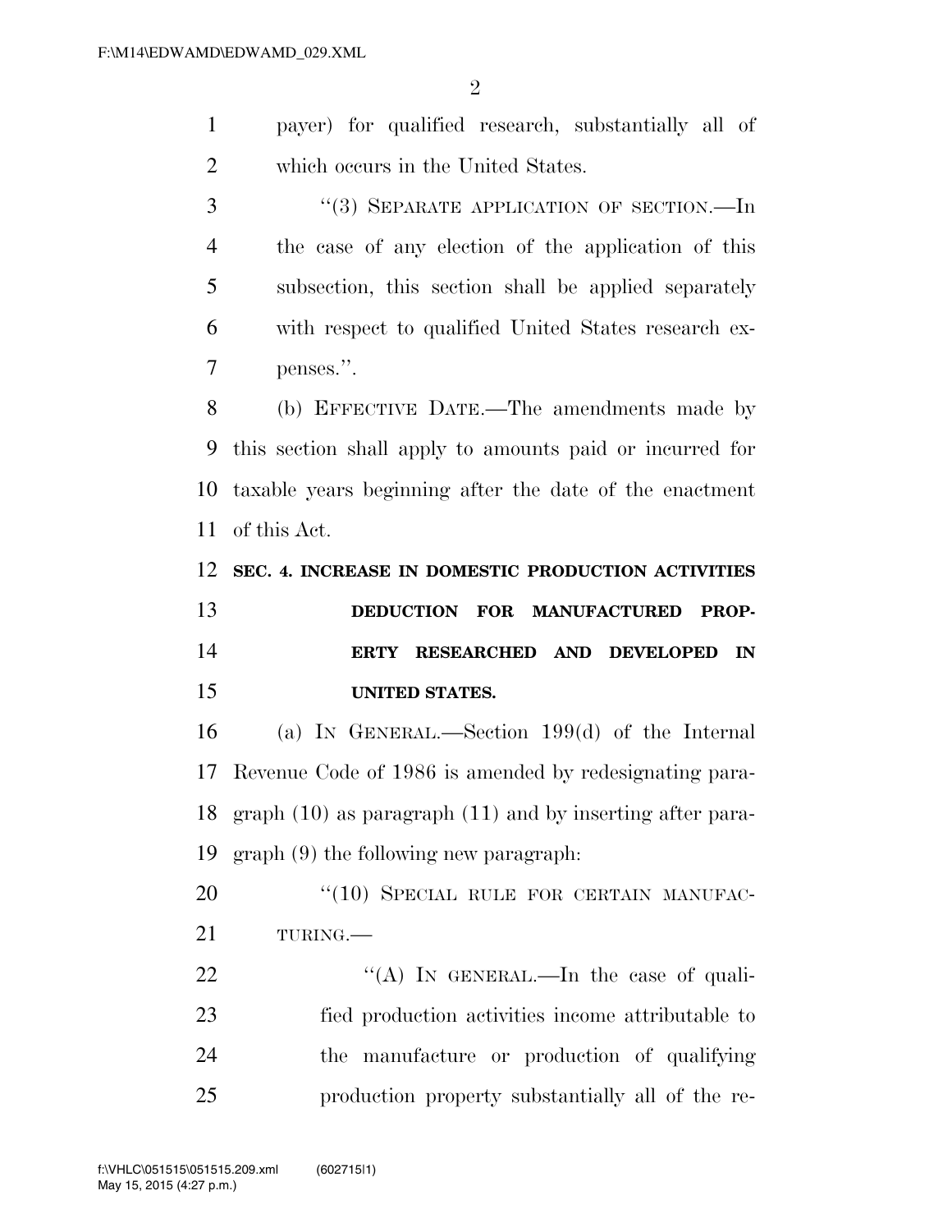payer) for qualified research, substantially all of which occurs in the United States.

"(3) SEPARATE APPLICATION OF SECTION.—In the case of any election of the application of this subsection, this section shall be applied separately with respect to qualified United States research expenses.".

(b) EFFECTIVE DATE.—The amendments made by this section shall apply to amounts paid or incurred for taxable years beginning after the date of the enactment of this Act.

**SEC. 4. INCREASE IN DOMESTIC PRODUCTION ACTIVITIES DEDUCTION FOR MANUFACTURED PROPERTY RESEARCHED AND DEVELOPED IN UNITED STATES.**

(a) IN GENERAL.—Section 199(d) of the Internal Revenue Code of 1986 is amended by redesignating paragraph (10) as paragraph (11) and by inserting after paragraph (9) the following new paragraph:

"(10) SPECIAL RULE FOR CERTAIN MANUFACTURING.—

"(A) IN GENERAL.—In the case of qualified production activities income attributable to the manufacture or production of qualifying production property substantially all of the re-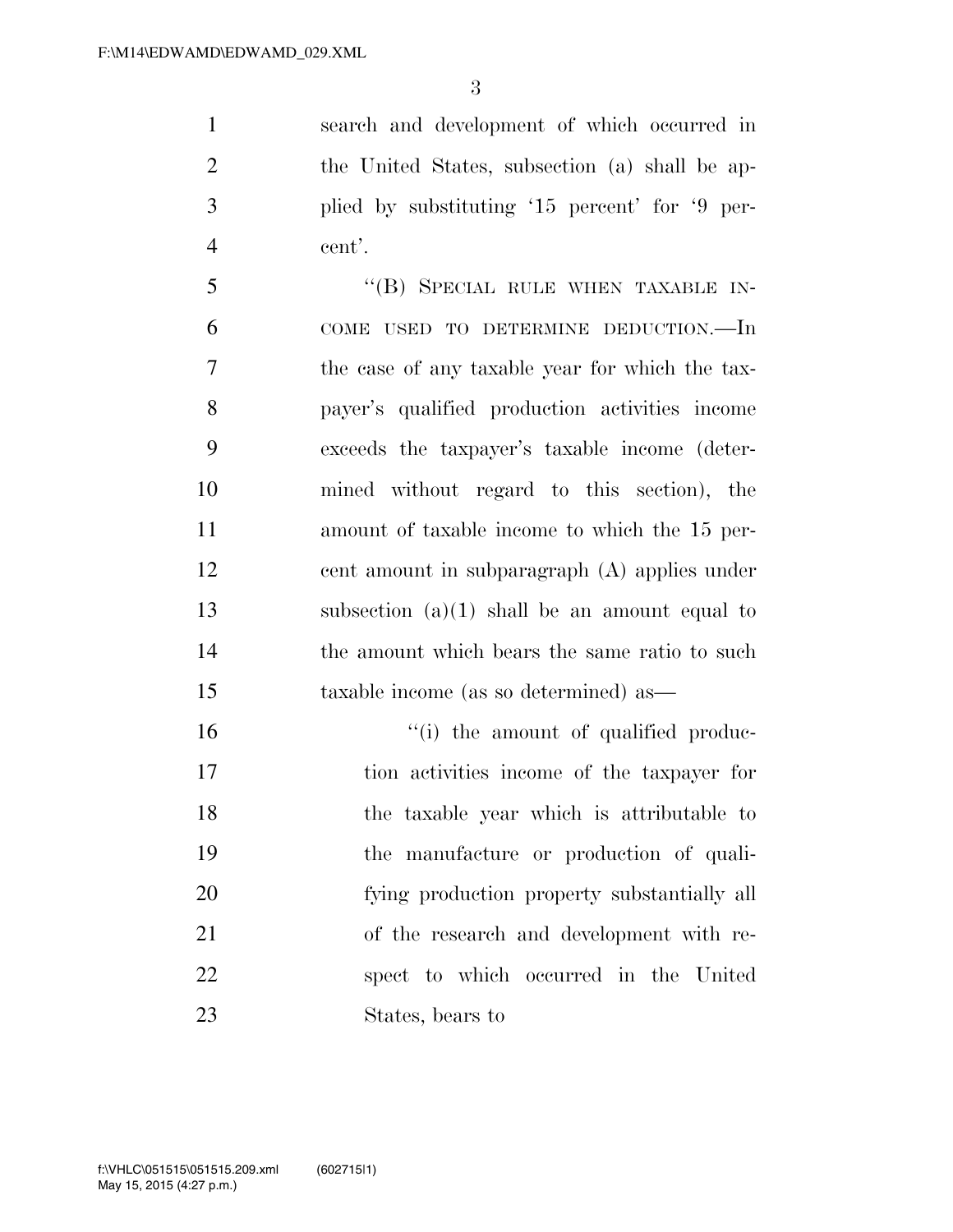search and development of which occurred in the United States, subsection (a) shall be applied by substituting '15 percent' for '9 percent'.

"(B) SPECIAL RULE WHEN TAXABLE INCOME USED TO DETERMINE DEDUCTION.—In the case of any taxable year for which the taxpayer's qualified production activities income exceeds the taxpayer's taxable income (determined without regard to this section), the amount of taxable income to which the 15 percent amount in subparagraph (A) applies under subsection (a)(1) shall be an amount equal to the amount which bears the same ratio to such taxable income (as so determined) as—

"(i) the amount of qualified production activities income of the taxpayer for the taxable year which is attributable to the manufacture or production of qualifying production property substantially all of the research and development with respect to which occurred in the United States, bears to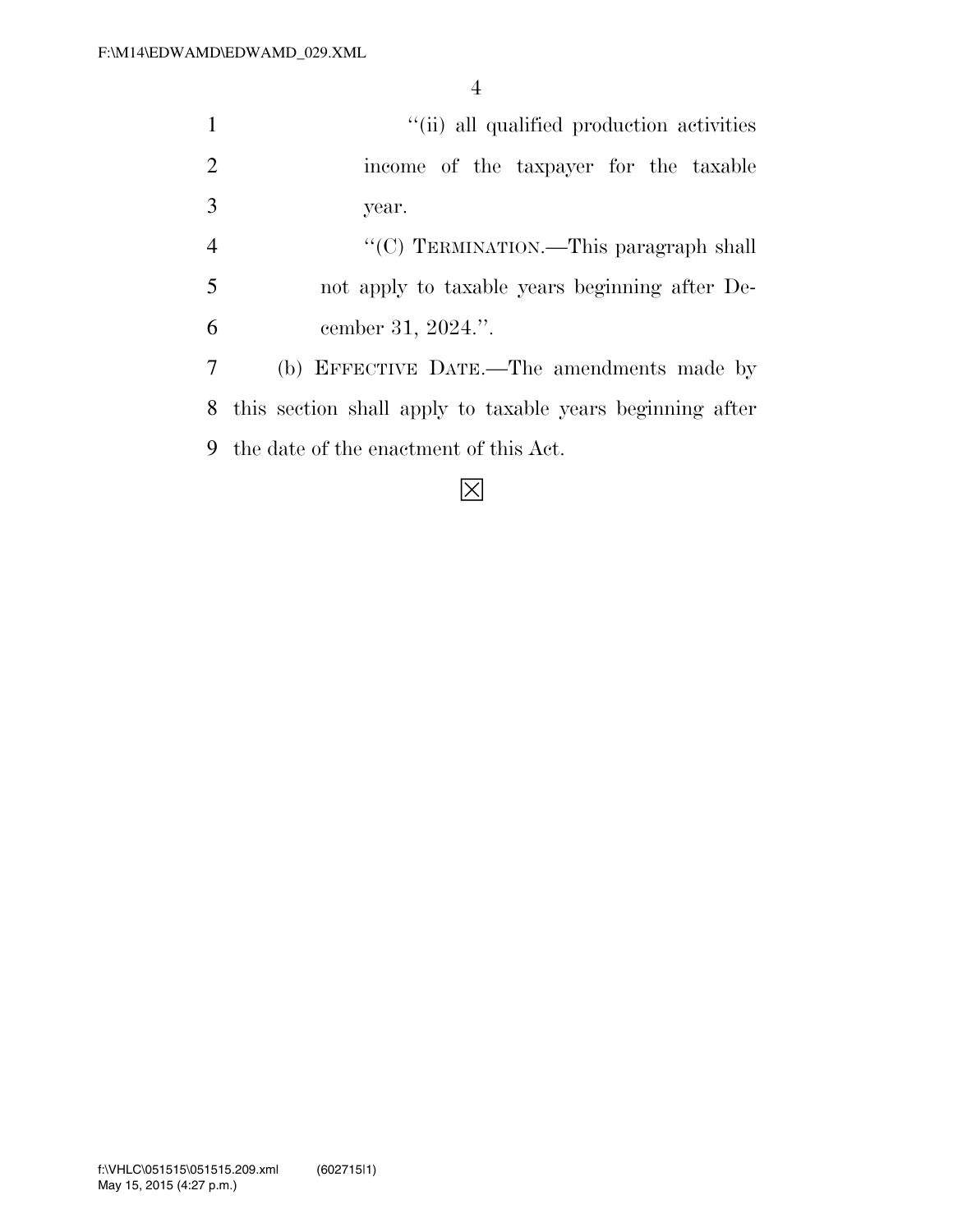"(ii) all qualified production activities income of the taxpayer for the taxable year.

"(C) TERMINATION.—This paragraph shall not apply to taxable years beginning after December 31, 2024.".

(b) EFFECTIVE DATE.—The amendments made by this section shall apply to taxable years beginning after the date of the enactment of this Act.